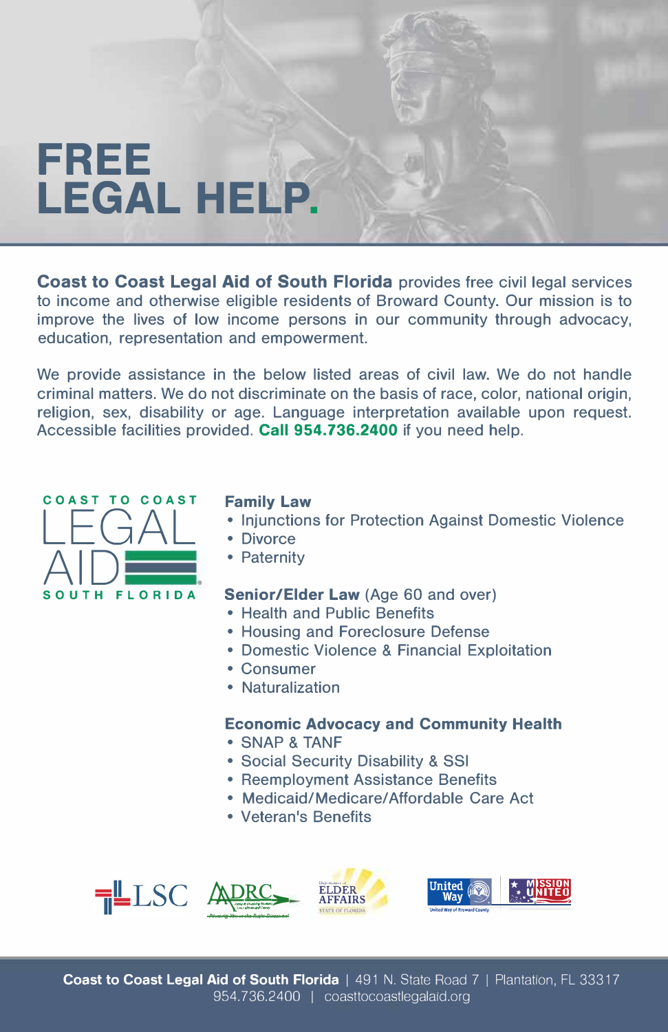# FREE LEGAL HELP.

**Coast to Coast Legal Aid of South Florida** provides free civil legal services to income and otherwise eligible residents of Broward County. Our mission is to improve the lives of low income persons in our community through advocacy, education, representation and empowerment.

We provide assistance in the below listed areas of civil law. We do not handle criminal matters. We do not discriminate on the basis of race, color, national origin, religion, sex, disability or age. Language interpretation available upon request. Accessible facilities provided. **Call 954.736.2400** if you need help.

COAST TO COAST LEGAL AID SOUTH FLORIDA

### Family Law

- Injunctions for Protection Against Domestic Violence
- Divorce
- Paternity

### Senior/Elder Law (Age 60 and over)

- Health and Public Benefits
- Housing and Foreclosure Defense
- Domestic Violence & Financial Exploitation
- Consumer
- Naturalization

### Economic Advocacy and Community Health

- SNAP & TANF
- Social Security Disability & SSI
- Reemployment Assistance Benefits
- Medicaid/Medicare/Affordable Care Act
- Veteran's Benefits

LSC | ADRC | Department of Elder Affairs State of Florida | United Way of Broward County | Mission United

**Coast to Coast Legal Aid of South Florida** | 491 N. State Road 7 | Plantation, FL 33317
954.736.2400 | coasttocoastlegalaid.org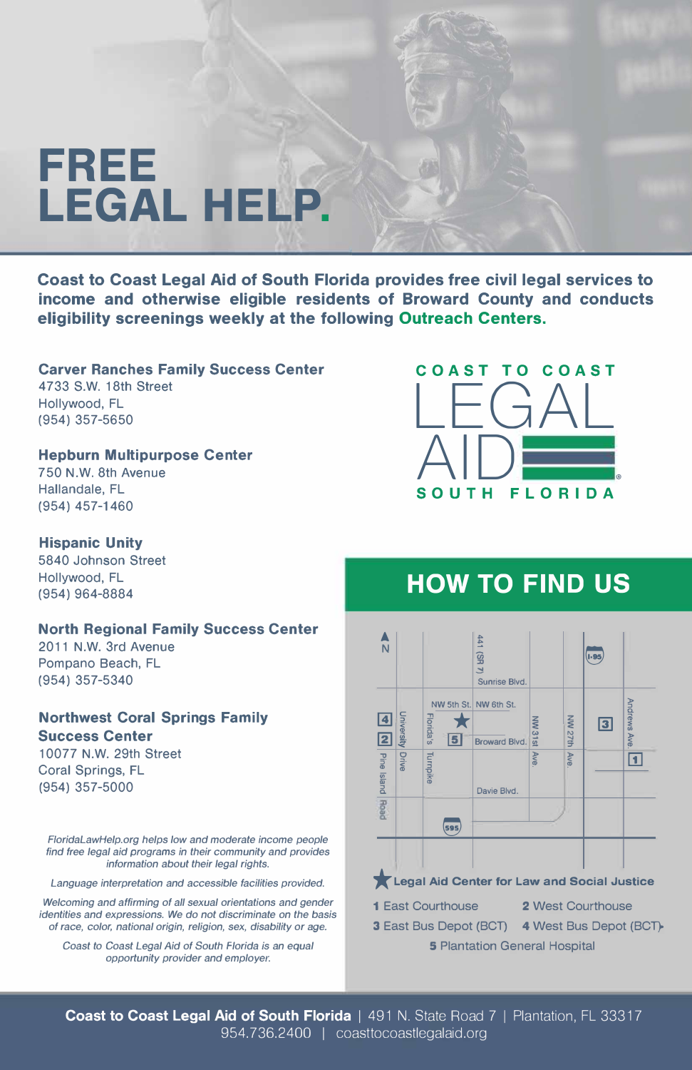# FREE LEGAL HELP.

**Coast to Coast Legal Aid of South Florida provides free civil legal services to income and otherwise eligible residents of Broward County and conducts eligibility screenings weekly at the following Outreach Centers.**

**Carver Ranches Family Success Center**
4733 S.W. 18th Street
Hollywood, FL
(954) 357-5650

**Hepburn Multipurpose Center**
750 N.W. 8th Avenue
Hallandale, FL
(954) 457-1460

**Hispanic Unity**
5840 Johnson Street
Hollywood, FL
(954) 964-8884

**North Regional Family Success Center**
2011 N.W. 3rd Avenue
Pompano Beach, FL
(954) 357-5340

**Northwest Coral Springs Family Success Center**
10077 N.W. 29th Street
Coral Springs, FL
(954) 357-5000

COAST TO COAST LEGAL AID SOUTH FLORIDA

## HOW TO FIND US

N
441 (SR 7)
I-95
Sunrise Blvd.
NW 5th St.
NW 6th St.
University Drive
Florida's Turnpike
Broward Blvd.
NW 31st Ave.
NW 27th Ave.
Andrews Ave.
Pine Island Road
Davie Blvd.
595

★ **Legal Aid Center for Law and Social Justice**

**1** East Courthouse
**2** West Courthouse
**3** East Bus Depot (BCT)
**4** West Bus Depot (BCT)
**5** Plantation General Hospital

*FloridaLawHelp.org helps low and moderate income people find free legal aid programs in their community and provides information about their legal rights.*

*Language interpretation and accessible facilities provided.*

*Welcoming and affirming of all sexual orientations and gender identities and expressions. We do not discriminate on the basis of race, color, national origin, religion, sex, disability or age.*

*Coast to Coast Legal Aid of South Florida is an equal opportunity provider and employer.*

**Coast to Coast Legal Aid of South Florida** | 491 N. State Road 7 | Plantation, FL 33317
954.736.2400 | coasttocoastlegalaid.org